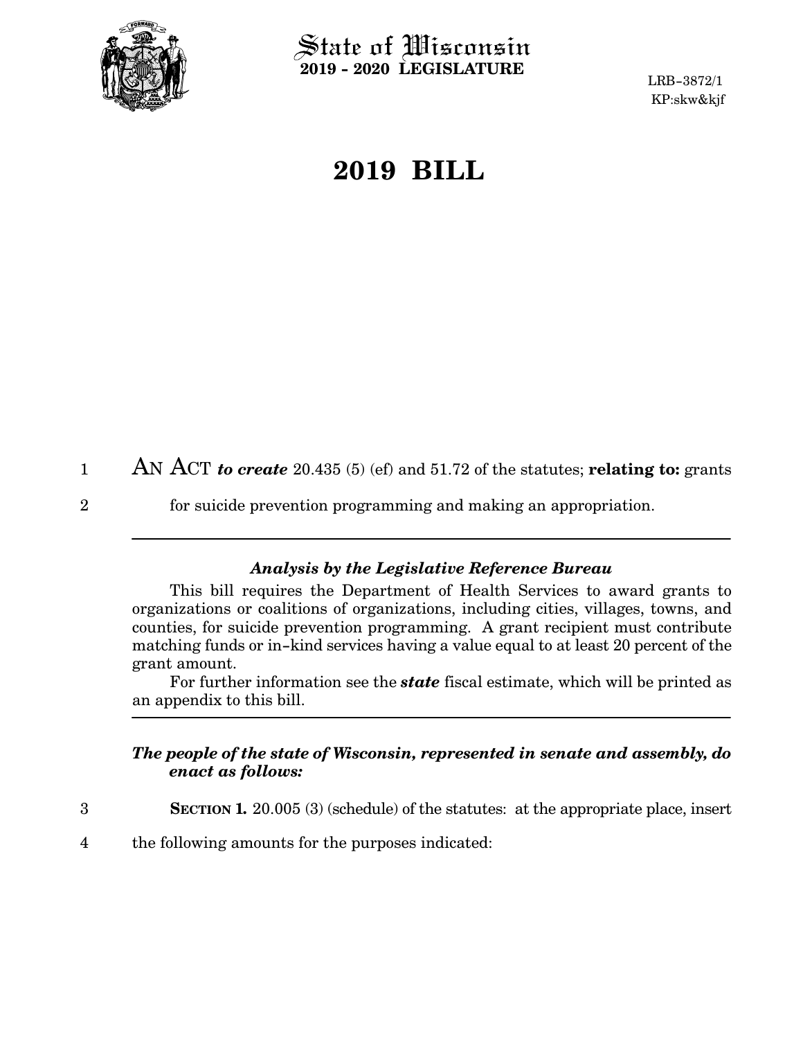# State of Wisconsin
**2019 - 2020 LEGISLATURE**

LRB-3872/1
KP:skw&kjf

# 2019 BILL

AN ACT ***to create*** 20.435 (5) (ef) and 51.72 of the statutes; **relating to:** grants for suicide prevention programming and making an appropriation.

---

### *Analysis by the Legislative Reference Bureau*

This bill requires the Department of Health Services to award grants to organizations or coalitions of organizations, including cities, villages, towns, and counties, for suicide prevention programming. A grant recipient must contribute matching funds or in-kind services having a value equal to at least 20 percent of the grant amount.

For further information see the ***state*** fiscal estimate, which will be printed as an appendix to this bill.

---

***The people of the state of Wisconsin, represented in senate and assembly, do enact as follows:***

**SECTION 1.** 20.005 (3) (schedule) of the statutes: at the appropriate place, insert the following amounts for the purposes indicated: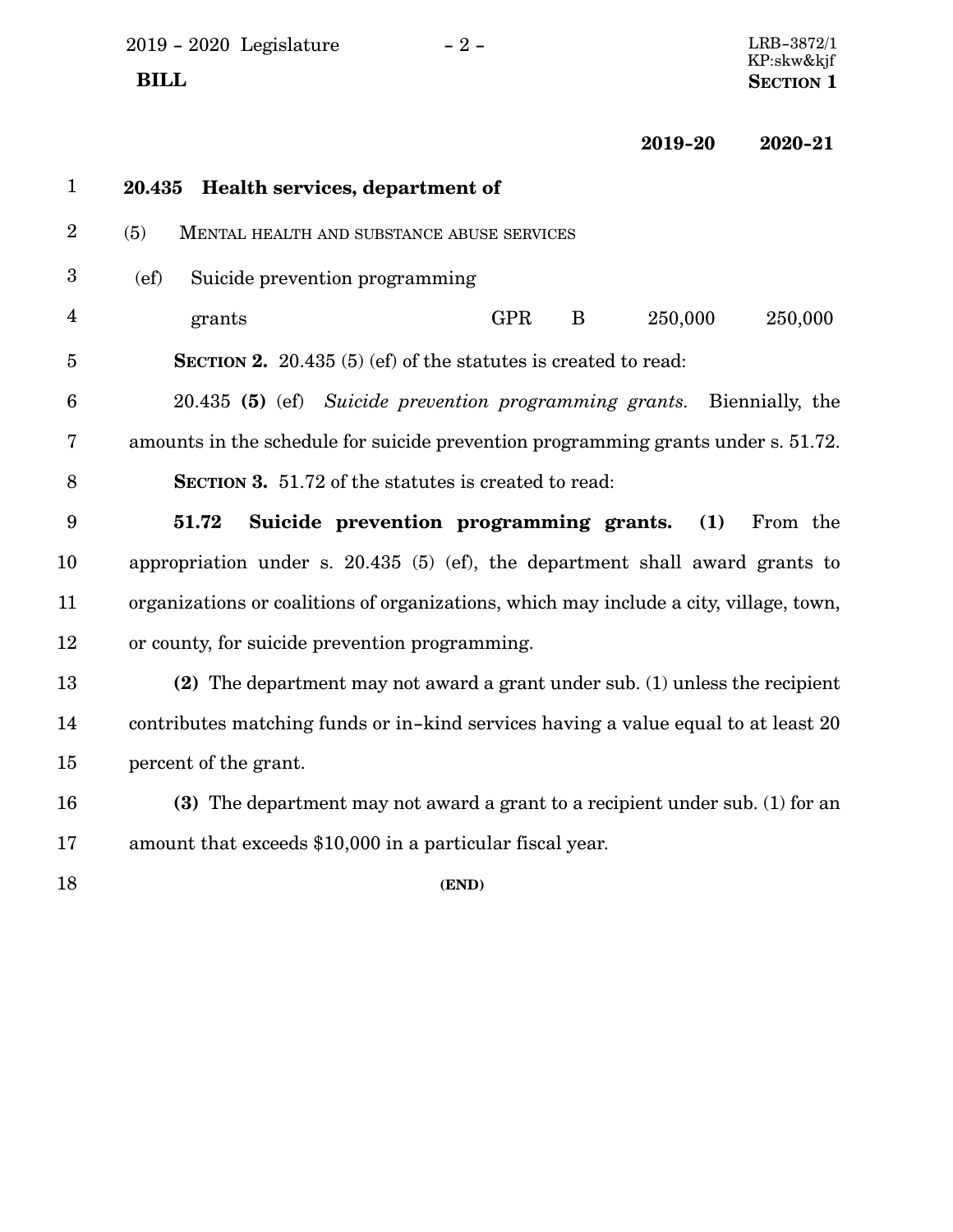| | | | | 2019-20 | 2020-21 |
|---|---|---|---|---|---|
| **20.435 Health services, department of** | | | | | |
| (5) MENTAL HEALTH AND SUBSTANCE ABUSE SERVICES | | | | | |
| (ef) Suicide prevention programming grants | | GPR | B | 250,000 | 250,000 |

**SECTION 2.** 20.435 (5) (ef) of the statutes is created to read:

20.435 **(5)** (ef) *Suicide prevention programming grants.* Biennially, the amounts in the schedule for suicide prevention programming grants under s. 51.72.

**SECTION 3.** 51.72 of the statutes is created to read:

**51.72 Suicide prevention programming grants. (1)** From the appropriation under s. 20.435 (5) (ef), the department shall award grants to organizations or coalitions of organizations, which may include a city, village, town, or county, for suicide prevention programming.

**(2)** The department may not award a grant under sub. (1) unless the recipient contributes matching funds or in-kind services having a value equal to at least 20 percent of the grant.

**(3)** The department may not award a grant to a recipient under sub. (1) for an amount that exceeds $10,000 in a particular fiscal year.

**(END)**